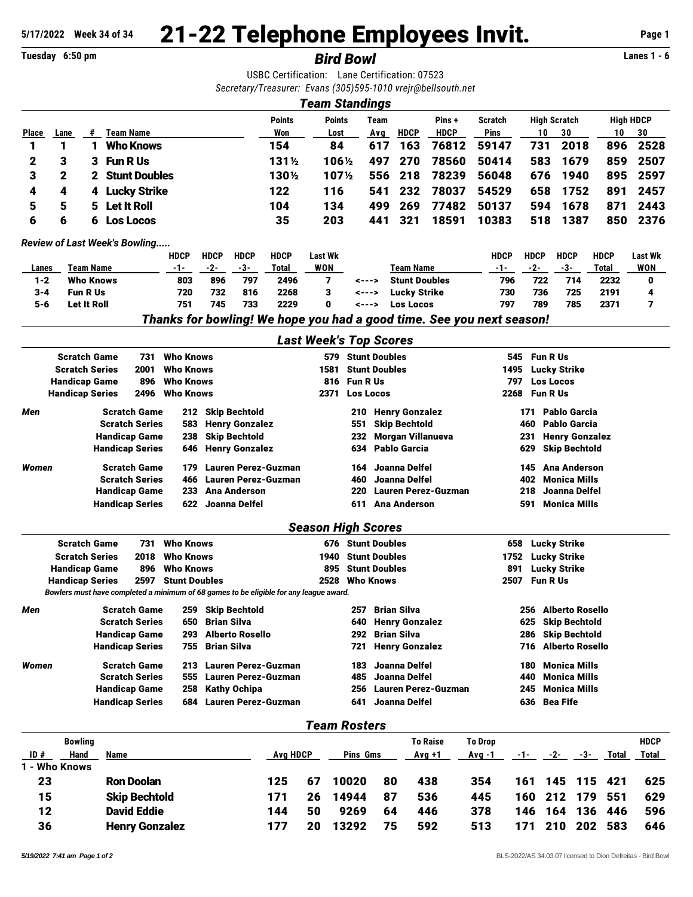5/17/2022 Week 34 of 34

# 21-22 Telephone Employees Invit.

Tuesday 6:50 pm

## *Bird Bowl*

Lanes 1 - 6

USBC Certification: Lane Certification: 07523

*Secretary/Treasurer: Evans (305)595-1010 vrejr@bellsouth.net*

### *Team Standings*

| Place | Lane | # | Team Name | Points Won | Points Lost | Team Avg | HDCP | Pins + HDCP | Scratch Pins | High Scratch 10 | High Scratch 30 | High HDCP 10 | High HDCP 30 |
|---|---|---|---|---|---|---|---|---|---|---|---|---|---|
| 1 | 1 | 1 | Who Knows | 154 | 84 | 617 | 163 | 76812 | 59147 | 731 | 2018 | 896 | 2528 |
| 2 | 3 | 3 | Fun R Us | 131½ | 106½ | 497 | 270 | 78560 | 50414 | 583 | 1679 | 859 | 2507 |
| 3 | 2 | 2 | Stunt Doubles | 130½ | 107½ | 556 | 218 | 78239 | 56048 | 676 | 1940 | 895 | 2597 |
| 4 | 4 | 4 | Lucky Strike | 122 | 116 | 541 | 232 | 78037 | 54529 | 658 | 1752 | 891 | 2457 |
| 5 | 5 | 5 | Let It Roll | 104 | 134 | 499 | 269 | 77482 | 50137 | 594 | 1678 | 871 | 2443 |
| 6 | 6 | 6 | Los Locos | 35 | 203 | 441 | 321 | 18591 | 10383 | 518 | 1387 | 850 | 2376 |

*Review of Last Week's Bowling.....*

| Lanes | Team Name | HDCP -1- | HDCP -2- | HDCP -3- | HDCP Total | Last Wk WON | | Team Name | HDCP -1- | HDCP -2- | HDCP -3- | HDCP Total | Last Wk WON |
|---|---|---|---|---|---|---|---|---|---|---|---|---|---|
| 1-2 | Who Knows | 803 | 896 | 797 | 2496 | 7 | <---> | Stunt Doubles | 796 | 722 | 714 | 2232 | 0 |
| 3-4 | Fun R Us | 720 | 732 | 816 | 2268 | 3 | <---> | Lucky Strike | 730 | 736 | 725 | 2191 | 4 |
| 5-6 | Let It Roll | 751 | 745 | 733 | 2229 | 0 | <---> | Los Locos | 797 | 789 | 785 | 2371 | 7 |

***Thanks for bowling! We hope you had a good time. See you next season!***

### *Last Week's Top Scores*

| | | | | | | |
|---|---|---|---|---|---|---|
| Scratch Game | 731 | Who Knows | 579 | Stunt Doubles | 545 | Fun R Us |
| Scratch Series | 2001 | Who Knows | 1581 | Stunt Doubles | 1495 | Lucky Strike |
| Handicap Game | 896 | Who Knows | 816 | Fun R Us | 797 | Los Locos |
| Handicap Series | 2496 | Who Knows | 2371 | Los Locos | 2268 | Fun R Us |

| | | | | | | | |
|---|---|---|---|---|---|---|---|
| *Men* | Scratch Game | 212 | Skip Bechtold | 210 | Henry Gonzalez | 171 | Pablo Garcia |
| | Scratch Series | 583 | Henry Gonzalez | 551 | Skip Bechtold | 460 | Pablo Garcia |
| | Handicap Game | 238 | Skip Bechtold | 232 | Morgan Villanueva | 231 | Henry Gonzalez |
| | Handicap Series | 646 | Henry Gonzalez | 634 | Pablo Garcia | 629 | Skip Bechtold |
| *Women* | Scratch Game | 179 | Lauren Perez-Guzman | 164 | Joanna Delfel | 145 | Ana Anderson |
| | Scratch Series | 466 | Lauren Perez-Guzman | 460 | Joanna Delfel | 402 | Monica Mills |
| | Handicap Game | 233 | Ana Anderson | 220 | Lauren Perez-Guzman | 218 | Joanna Delfel |
| | Handicap Series | 622 | Joanna Delfel | 611 | Ana Anderson | 591 | Monica Mills |

### *Season High Scores*

| | | | | | | |
|---|---|---|---|---|---|---|
| Scratch Game | 731 | Who Knows | 676 | Stunt Doubles | 658 | Lucky Strike |
| Scratch Series | 2018 | Who Knows | 1940 | Stunt Doubles | 1752 | Lucky Strike |
| Handicap Game | 896 | Who Knows | 895 | Stunt Doubles | 891 | Lucky Strike |
| Handicap Series | 2597 | Stunt Doubles | 2528 | Who Knows | 2507 | Fun R Us |

*Bowlers must have completed a minimum of 68 games to be eligible for any league award.*

| | | | | | | | |
|---|---|---|---|---|---|---|---|
| *Men* | Scratch Game | 259 | Skip Bechtold | 257 | Brian Silva | 256 | Alberto Rosello |
| | Scratch Series | 650 | Brian Silva | 640 | Henry Gonzalez | 625 | Skip Bechtold |
| | Handicap Game | 293 | Alberto Rosello | 292 | Brian Silva | 286 | Skip Bechtold |
| | Handicap Series | 755 | Brian Silva | 721 | Henry Gonzalez | 716 | Alberto Rosello |
| *Women* | Scratch Game | 213 | Lauren Perez-Guzman | 183 | Joanna Delfel | 180 | Monica Mills |
| | Scratch Series | 555 | Lauren Perez-Guzman | 485 | Joanna Delfel | 440 | Monica Mills |
| | Handicap Game | 258 | Kathy Ochipa | 256 | Lauren Perez-Guzman | 245 | Monica Mills |
| | Handicap Series | 684 | Lauren Perez-Guzman | 641 | Joanna Delfel | 636 | Bea Fife |

### *Team Rosters*

| ID # | Bowling Hand | Name | Avg | HDCP | Pins | Gms | To Raise Avg +1 | To Drop Avg -1 | -1- | -2- | -3- | Total | HDCP Total |
|---|---|---|---|---|---|---|---|---|---|---|---|---|---|
| 1 - Who Knows | | | | | | | | | | | | | |
| 23 | | Ron Doolan | 125 | 67 | 10020 | 80 | 438 | 354 | 161 | 145 | 115 | 421 | 625 |
| 15 | | Skip Bechtold | 171 | 26 | 14944 | 87 | 536 | 445 | 160 | 212 | 179 | 551 | 629 |
| 12 | | David Eddie | 144 | 50 | 9269 | 64 | 446 | 378 | 146 | 164 | 136 | 446 | 596 |
| 36 | | Henry Gonzalez | 177 | 20 | 13292 | 75 | 592 | 513 | 171 | 210 | 202 | 583 | 646 |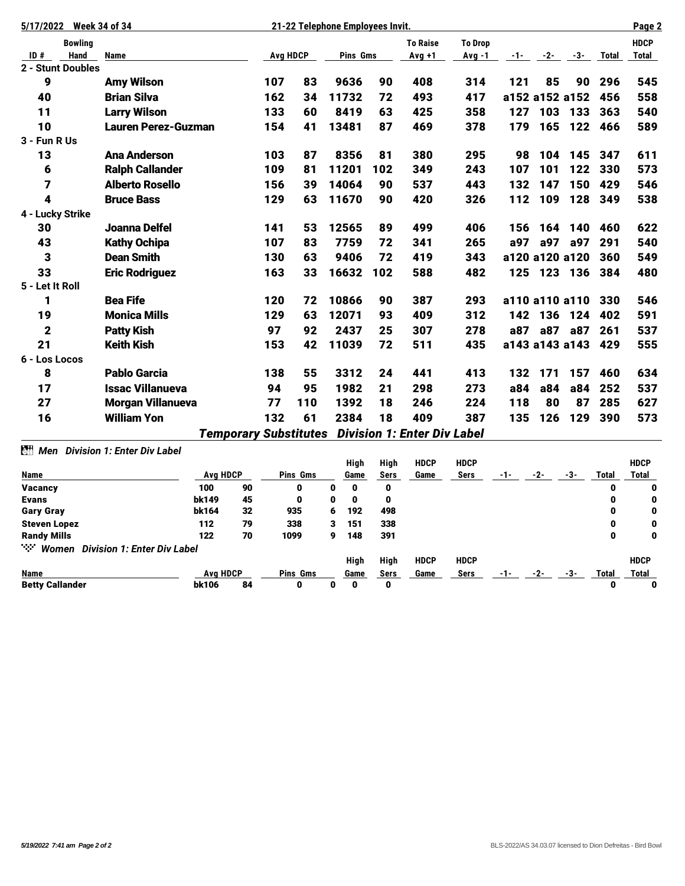| ID # | Bowling Hand | Name | Avg | HDCP | Pins | Gms | To Raise Avg +1 | To Drop Avg -1 | -1- | -2- | -3- | Total | HDCP Total |
|---|---|---|---|---|---|---|---|---|---|---|---|---|---|
| **2 - Stunt Doubles** | | | | | | | | | | | | | |
| 9 | | Amy Wilson | 107 | 83 | 9636 | 90 | 408 | 314 | 121 | 85 | 90 | 296 | 545 |
| 40 | | Brian Silva | 162 | 34 | 11732 | 72 | 493 | 417 | a152 | a152 | a152 | 456 | 558 |
| 11 | | Larry Wilson | 133 | 60 | 8419 | 63 | 425 | 358 | 127 | 103 | 133 | 363 | 540 |
| 10 | | Lauren Perez-Guzman | 154 | 41 | 13481 | 87 | 469 | 378 | 179 | 165 | 122 | 466 | 589 |
| **3 - Fun R Us** | | | | | | | | | | | | | |
| 13 | | Ana Anderson | 103 | 87 | 8356 | 81 | 380 | 295 | 98 | 104 | 145 | 347 | 611 |
| 6 | | Ralph Callander | 109 | 81 | 11201 | 102 | 349 | 243 | 107 | 101 | 122 | 330 | 573 |
| 7 | | Alberto Rosello | 156 | 39 | 14064 | 90 | 537 | 443 | 132 | 147 | 150 | 429 | 546 |
| 4 | | Bruce Bass | 129 | 63 | 11670 | 90 | 420 | 326 | 112 | 109 | 128 | 349 | 538 |
| **4 - Lucky Strike** | | | | | | | | | | | | | |
| 30 | | Joanna Delfel | 141 | 53 | 12565 | 89 | 499 | 406 | 156 | 164 | 140 | 460 | 622 |
| 43 | | Kathy Ochipa | 107 | 83 | 7759 | 72 | 341 | 265 | a97 | a97 | a97 | 291 | 540 |
| 3 | | Dean Smith | 130 | 63 | 9406 | 72 | 419 | 343 | a120 | a120 | a120 | 360 | 549 |
| 33 | | Eric Rodriguez | 163 | 33 | 16632 | 102 | 588 | 482 | 125 | 123 | 136 | 384 | 480 |
| **5 - Let It Roll** | | | | | | | | | | | | | |
| 1 | | Bea Fife | 120 | 72 | 10866 | 90 | 387 | 293 | a110 | a110 | a110 | 330 | 546 |
| 19 | | Monica Mills | 129 | 63 | 12071 | 93 | 409 | 312 | 142 | 136 | 124 | 402 | 591 |
| 2 | | Patty Kish | 97 | 92 | 2437 | 25 | 307 | 278 | a87 | a87 | a87 | 261 | 537 |
| 21 | | Keith Kish | 153 | 42 | 11039 | 72 | 511 | 435 | a143 | a143 | a143 | 429 | 555 |
| **6 - Los Locos** | | | | | | | | | | | | | |
| 8 | | Pablo Garcia | 138 | 55 | 3312 | 24 | 441 | 413 | 132 | 171 | 157 | 460 | 634 |
| 17 | | Issac Villanueva | 94 | 95 | 1982 | 21 | 298 | 273 | a84 | a84 | a84 | 252 | 537 |
| 27 | | Morgan Villanueva | 77 | 110 | 1392 | 18 | 246 | 224 | 118 | 80 | 87 | 285 | 627 |
| 16 | | William Yon | 132 | 61 | 2384 | 18 | 409 | 387 | 135 | 126 | 129 | 390 | 573 |

## *Temporary Substitutes Division 1: Enter Div Label*

*Men Division 1: Enter Div Label*

| Name | Avg | HDCP | Pins | Gms | High Game | High Sers | HDCP Game | HDCP Sers | -1- | -2- | -3- | Total | HDCP Total |
|---|---|---|---|---|---|---|---|---|---|---|---|---|---|
| Vacancy | 100 | 90 | 0 | 0 | 0 | 0 | | | | | | 0 | 0 |
| Evans | bk149 | 45 | 0 | 0 | 0 | 0 | | | | | | 0 | 0 |
| Gary Gray | bk164 | 32 | 935 | 6 | 192 | 498 | | | | | | 0 | 0 |
| Steven Lopez | 112 | 79 | 338 | 3 | 151 | 338 | | | | | | 0 | 0 |
| Randy Mills | 122 | 70 | 1099 | 9 | 148 | 391 | | | | | | 0 | 0 |

*Women Division 1: Enter Div Label*

| Name | Avg | HDCP | Pins | Gms | High Game | High Sers | HDCP Game | HDCP Sers | -1- | -2- | -3- | Total | HDCP Total |
|---|---|---|---|---|---|---|---|---|---|---|---|---|---|
| Betty Callander | bk106 | 84 | 0 | 0 | 0 | 0 | | | | | | 0 | 0 |